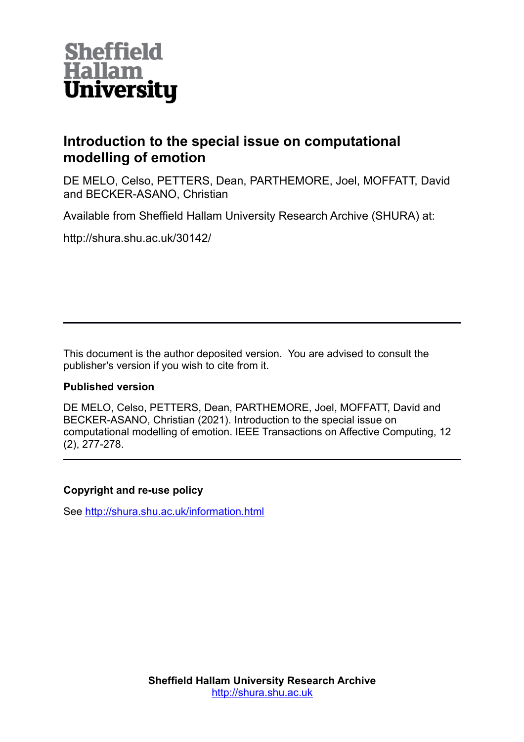Sheffield Hallam University

# Introduction to the special issue on computational modelling of emotion

DE MELO, Celso, PETTERS, Dean, PARTHEMORE, Joel, MOFFATT, David and BECKER-ASANO, Christian

Available from Sheffield Hallam University Research Archive (SHURA) at:

http://shura.shu.ac.uk/30142/

---

This document is the author deposited version. You are advised to consult the publisher's version if you wish to cite from it.

**Published version**

DE MELO, Celso, PETTERS, Dean, PARTHEMORE, Joel, MOFFATT, David and BECKER-ASANO, Christian (2021). Introduction to the special issue on computational modelling of emotion. IEEE Transactions on Affective Computing, 12 (2), 277-278.

---

**Copyright and re-use policy**

See http://shura.shu.ac.uk/information.html

**Sheffield Hallam University Research Archive**
http://shura.shu.ac.uk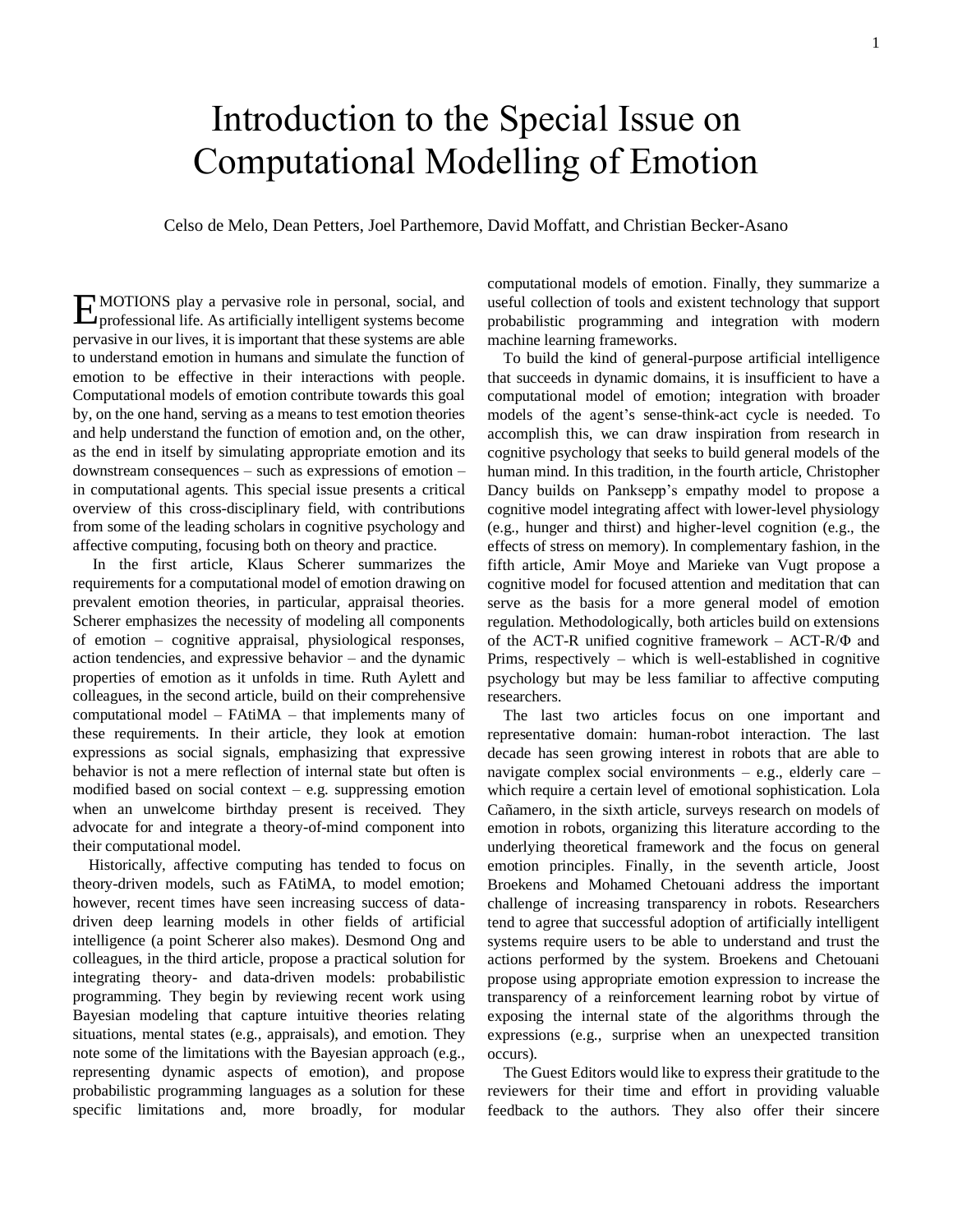# Introduction to the Special Issue on Computational Modelling of Emotion

Celso de Melo, Dean Petters, Joel Parthemore, David Moffatt, and Christian Becker-Asano

EMOTIONS play a pervasive role in personal, social, and professional life. As artificially intelligent systems become pervasive in our lives, it is important that these systems are able to understand emotion in humans and simulate the function of emotion to be effective in their interactions with people. Computational models of emotion contribute towards this goal by, on the one hand, serving as a means to test emotion theories and help understand the function of emotion and, on the other, as the end in itself by simulating appropriate emotion and its downstream consequences – such as expressions of emotion – in computational agents. This special issue presents a critical overview of this cross-disciplinary field, with contributions from some of the leading scholars in cognitive psychology and affective computing, focusing both on theory and practice.

In the first article, Klaus Scherer summarizes the requirements for a computational model of emotion drawing on prevalent emotion theories, in particular, appraisal theories. Scherer emphasizes the necessity of modeling all components of emotion – cognitive appraisal, physiological responses, action tendencies, and expressive behavior – and the dynamic properties of emotion as it unfolds in time. Ruth Aylett and colleagues, in the second article, build on their comprehensive computational model – FAtiMA – that implements many of these requirements. In their article, they look at emotion expressions as social signals, emphasizing that expressive behavior is not a mere reflection of internal state but often is modified based on social context – e.g. suppressing emotion when an unwelcome birthday present is received. They advocate for and integrate a theory-of-mind component into their computational model.

Historically, affective computing has tended to focus on theory-driven models, such as FAtiMA, to model emotion; however, recent times have seen increasing success of data-driven deep learning models in other fields of artificial intelligence (a point Scherer also makes). Desmond Ong and colleagues, in the third article, propose a practical solution for integrating theory- and data-driven models: probabilistic programming. They begin by reviewing recent work using Bayesian modeling that capture intuitive theories relating situations, mental states (e.g., appraisals), and emotion. They note some of the limitations with the Bayesian approach (e.g., representing dynamic aspects of emotion), and propose probabilistic programming languages as a solution for these specific limitations and, more broadly, for modular computational models of emotion. Finally, they summarize a useful collection of tools and existent technology that support probabilistic programming and integration with modern machine learning frameworks.

To build the kind of general-purpose artificial intelligence that succeeds in dynamic domains, it is insufficient to have a computational model of emotion; integration with broader models of the agent's sense-think-act cycle is needed. To accomplish this, we can draw inspiration from research in cognitive psychology that seeks to build general models of the human mind. In this tradition, in the fourth article, Christopher Dancy builds on Panksepp's empathy model to propose a cognitive model integrating affect with lower-level physiology (e.g., hunger and thirst) and higher-level cognition (e.g., the effects of stress on memory). In complementary fashion, in the fifth article, Amir Moye and Marieke van Vugt propose a cognitive model for focused attention and meditation that can serve as the basis for a more general model of emotion regulation. Methodologically, both articles build on extensions of the ACT-R unified cognitive framework – ACT-R/Φ and Prims, respectively – which is well-established in cognitive psychology but may be less familiar to affective computing researchers.

The last two articles focus on one important and representative domain: human-robot interaction. The last decade has seen growing interest in robots that are able to navigate complex social environments – e.g., elderly care – which require a certain level of emotional sophistication. Lola Cañamero, in the sixth article, surveys research on models of emotion in robots, organizing this literature according to the underlying theoretical framework and the focus on general emotion principles. Finally, in the seventh article, Joost Broekens and Mohamed Chetouani address the important challenge of increasing transparency in robots. Researchers tend to agree that successful adoption of artificially intelligent systems require users to be able to understand and trust the actions performed by the system. Broekens and Chetouani propose using appropriate emotion expression to increase the transparency of a reinforcement learning robot by virtue of exposing the internal state of the algorithms through the expressions (e.g., surprise when an unexpected transition occurs).

The Guest Editors would like to express their gratitude to the reviewers for their time and effort in providing valuable feedback to the authors. They also offer their sincere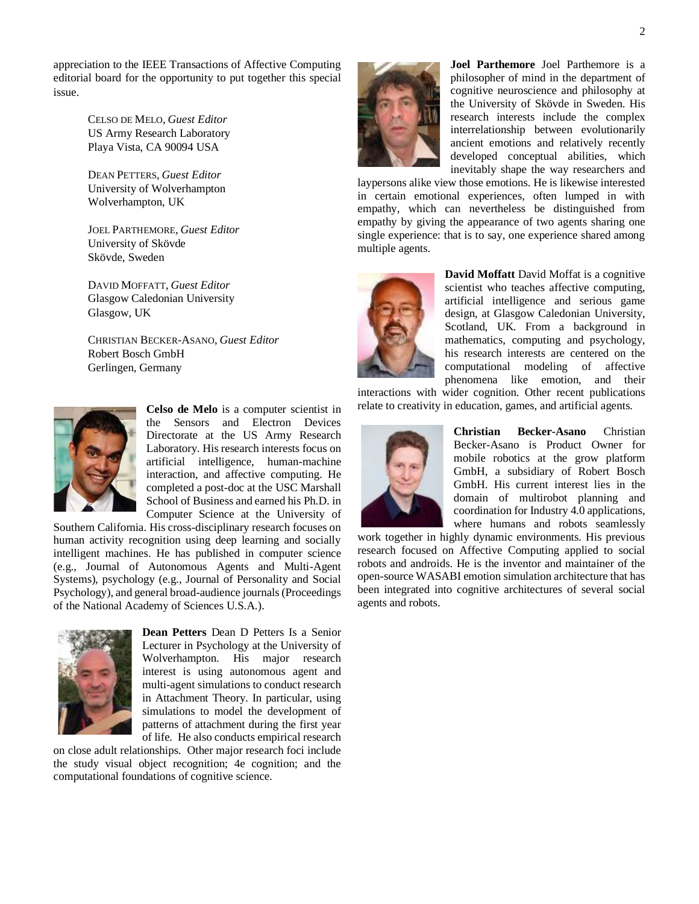appreciation to the IEEE Transactions of Affective Computing editorial board for the opportunity to put together this special issue.

CELSO DE MELO, *Guest Editor*
US Army Research Laboratory
Playa Vista, CA 90094 USA

DEAN PETTERS, *Guest Editor*
University of Wolverhampton
Wolverhampton, UK

JOEL PARTHEMORE, *Guest Editor*
University of Skövde
Skövde, Sweden

DAVID MOFFATT, *Guest Editor*
Glasgow Caledonian University
Glasgow, UK

CHRISTIAN BECKER-ASANO, *Guest Editor*
Robert Bosch GmbH
Gerlingen, Germany

**Celso de Melo** is a computer scientist in the Sensors and Electron Devices Directorate at the US Army Research Laboratory. His research interests focus on artificial intelligence, human-machine interaction, and affective computing. He completed a post-doc at the USC Marshall School of Business and earned his Ph.D. in Computer Science at the University of Southern California. His cross-disciplinary research focuses on human activity recognition using deep learning and socially intelligent machines. He has published in computer science (e.g., Journal of Autonomous Agents and Multi-Agent Systems), psychology (e.g., Journal of Personality and Social Psychology), and general broad-audience journals (Proceedings of the National Academy of Sciences U.S.A.).

**Dean Petters** Dean D Petters Is a Senior Lecturer in Psychology at the University of Wolverhampton. His major research interest is using autonomous agent and multi-agent simulations to conduct research in Attachment Theory. In particular, using simulations to model the development of patterns of attachment during the first year of life. He also conducts empirical research on close adult relationships. Other major research foci include the study visual object recognition; 4e cognition; and the computational foundations of cognitive science.

**Joel Parthemore** Joel Parthemore is a philosopher of mind in the department of cognitive neuroscience and philosophy at the University of Skövde in Sweden. His research interests include the complex interrelationship between evolutionarily ancient emotions and relatively recently developed conceptual abilities, which inevitably shape the way researchers and laypersons alike view those emotions. He is likewise interested in certain emotional experiences, often lumped in with empathy, which can nevertheless be distinguished from empathy by giving the appearance of two agents sharing one single experience: that is to say, one experience shared among multiple agents.

**David Moffatt** David Moffat is a cognitive scientist who teaches affective computing, artificial intelligence and serious game design, at Glasgow Caledonian University, Scotland, UK. From a background in mathematics, computing and psychology, his research interests are centered on the computational modeling of affective phenomena like emotion, and their interactions with wider cognition. Other recent publications relate to creativity in education, games, and artificial agents.

**Christian Becker-Asano** Christian Becker-Asano is Product Owner for mobile robotics at the grow platform GmbH, a subsidiary of Robert Bosch GmbH. His current interest lies in the domain of multirobot planning and coordination for Industry 4.0 applications, where humans and robots seamlessly work together in highly dynamic environments. His previous research focused on Affective Computing applied to social robots and androids. He is the inventor and maintainer of the open-source WASABI emotion simulation architecture that has been integrated into cognitive architectures of several social agents and robots.